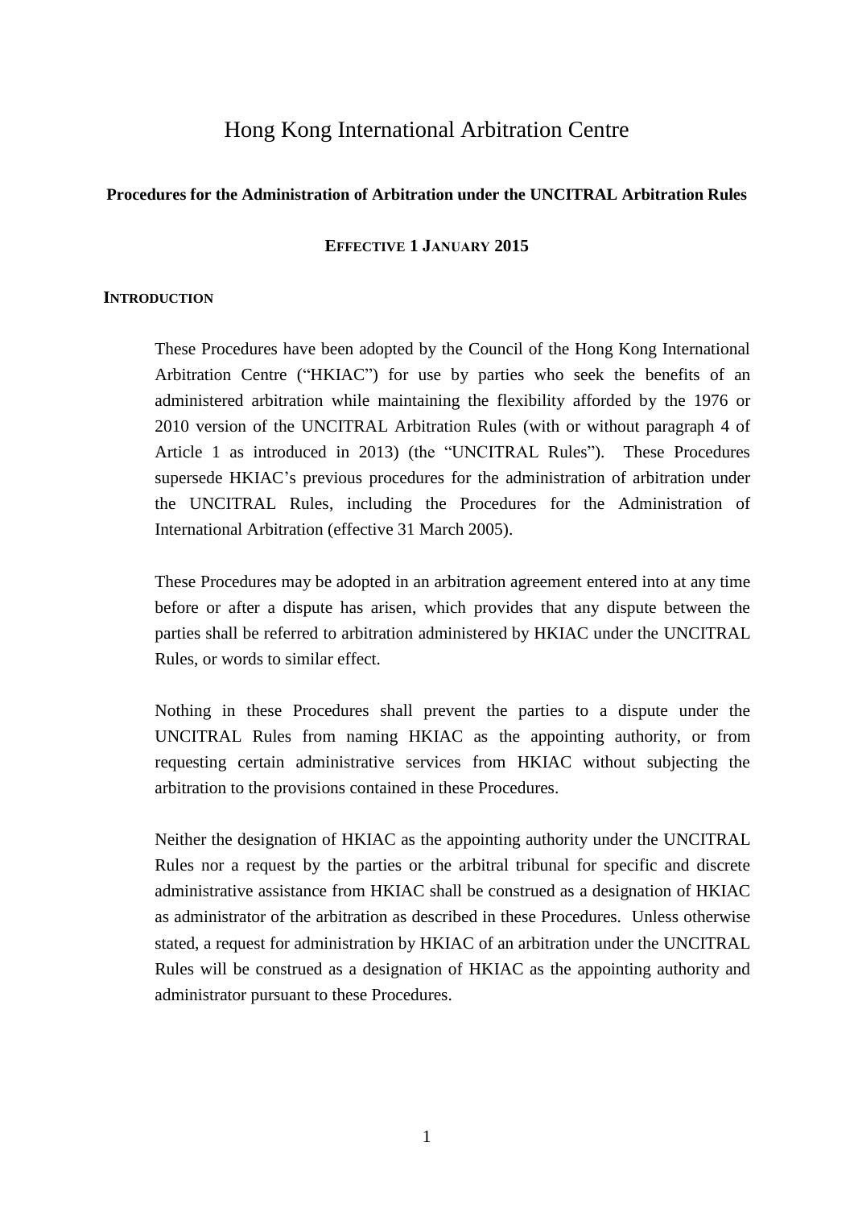# Hong Kong International Arbitration Centre

**Procedures for the Administration of Arbitration under the UNCITRAL Arbitration Rules**

**EFFECTIVE 1 JANUARY 2015**

## INTRODUCTION

These Procedures have been adopted by the Council of the Hong Kong International Arbitration Centre ("HKIAC") for use by parties who seek the benefits of an administered arbitration while maintaining the flexibility afforded by the 1976 or 2010 version of the UNCITRAL Arbitration Rules (with or without paragraph 4 of Article 1 as introduced in 2013) (the "UNCITRAL Rules"). These Procedures supersede HKIAC's previous procedures for the administration of arbitration under the UNCITRAL Rules, including the Procedures for the Administration of International Arbitration (effective 31 March 2005).

These Procedures may be adopted in an arbitration agreement entered into at any time before or after a dispute has arisen, which provides that any dispute between the parties shall be referred to arbitration administered by HKIAC under the UNCITRAL Rules, or words to similar effect.

Nothing in these Procedures shall prevent the parties to a dispute under the UNCITRAL Rules from naming HKIAC as the appointing authority, or from requesting certain administrative services from HKIAC without subjecting the arbitration to the provisions contained in these Procedures.

Neither the designation of HKIAC as the appointing authority under the UNCITRAL Rules nor a request by the parties or the arbitral tribunal for specific and discrete administrative assistance from HKIAC shall be construed as a designation of HKIAC as administrator of the arbitration as described in these Procedures. Unless otherwise stated, a request for administration by HKIAC of an arbitration under the UNCITRAL Rules will be construed as a designation of HKIAC as the appointing authority and administrator pursuant to these Procedures.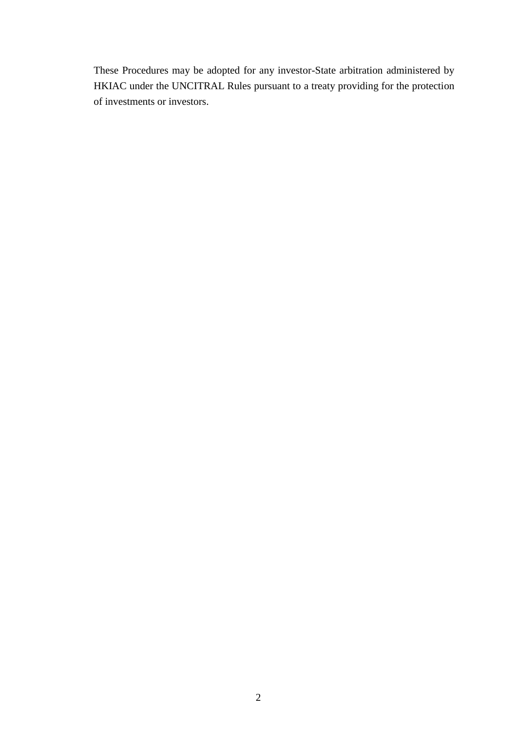These Procedures may be adopted for any investor-State arbitration administered by HKIAC under the UNCITRAL Rules pursuant to a treaty providing for the protection of investments or investors.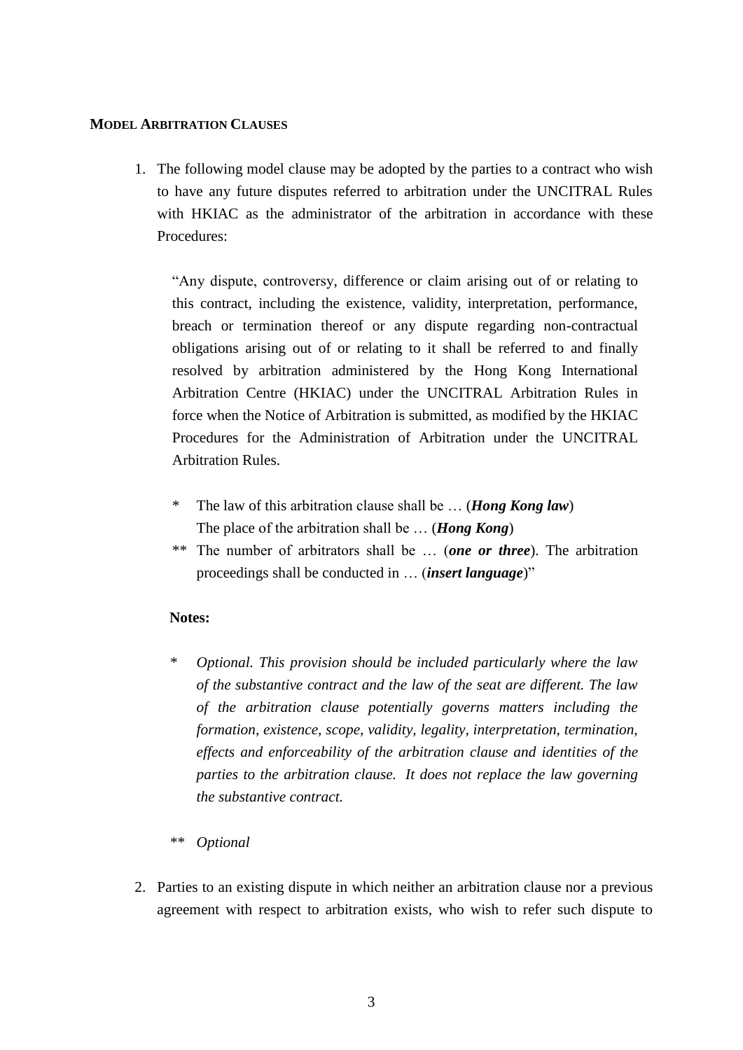**MODEL ARBITRATION CLAUSES**

1. The following model clause may be adopted by the parties to a contract who wish to have any future disputes referred to arbitration under the UNCITRAL Rules with HKIAC as the administrator of the arbitration in accordance with these Procedures:

   "Any dispute, controversy, difference or claim arising out of or relating to this contract, including the existence, validity, interpretation, performance, breach or termination thereof or any dispute regarding non-contractual obligations arising out of or relating to it shall be referred to and finally resolved by arbitration administered by the Hong Kong International Arbitration Centre (HKIAC) under the UNCITRAL Arbitration Rules in force when the Notice of Arbitration is submitted, as modified by the HKIAC Procedures for the Administration of Arbitration under the UNCITRAL Arbitration Rules.

   \* The law of this arbitration clause shall be … (***Hong Kong law***)
   The place of the arbitration shall be … (***Hong Kong***)

   \*\* The number of arbitrators shall be … (***one or three***). The arbitration proceedings shall be conducted in … (***insert language***)"

   **Notes:**

   \* *Optional. This provision should be included particularly where the law of the substantive contract and the law of the seat are different. The law of the arbitration clause potentially governs matters including the formation, existence, scope, validity, legality, interpretation, termination, effects and enforceability of the arbitration clause and identities of the parties to the arbitration clause. It does not replace the law governing the substantive contract.*

   \*\* *Optional*

2. Parties to an existing dispute in which neither an arbitration clause nor a previous agreement with respect to arbitration exists, who wish to refer such dispute to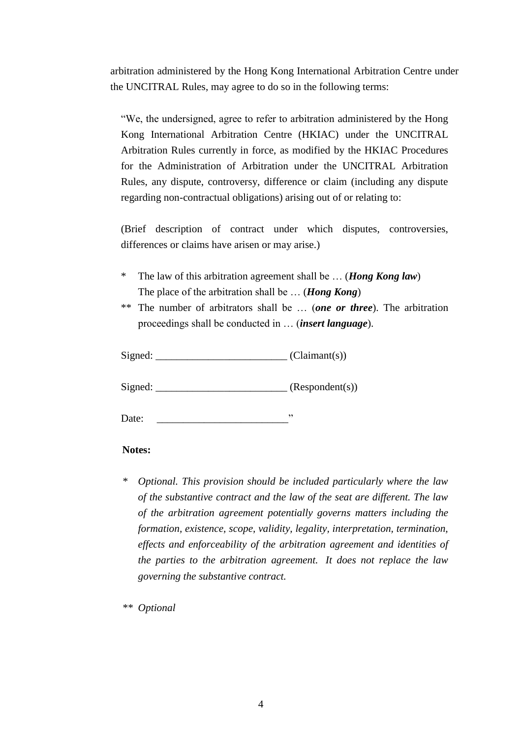arbitration administered by the Hong Kong International Arbitration Centre under the UNCITRAL Rules, may agree to do so in the following terms:

> "We, the undersigned, agree to refer to arbitration administered by the Hong Kong International Arbitration Centre (HKIAC) under the UNCITRAL Arbitration Rules currently in force, as modified by the HKIAC Procedures for the Administration of Arbitration under the UNCITRAL Arbitration Rules, any dispute, controversy, difference or claim (including any dispute regarding non-contractual obligations) arising out of or relating to:
>
> (Brief description of contract under which disputes, controversies, differences or claims have arisen or may arise.)
>
> \* The law of this arbitration agreement shall be … (***Hong Kong law***)
> The place of the arbitration shall be … (***Hong Kong***)
>
> \*\* The number of arbitrators shall be … (***one or three***). The arbitration proceedings shall be conducted in … (***insert language***).
>
> Signed: ________________________ (Claimant(s))
>
> Signed: ________________________ (Respondent(s))
>
> Date: ________________________"

**Notes:**

\* *Optional. This provision should be included particularly where the law of the substantive contract and the law of the seat are different. The law of the arbitration agreement potentially governs matters including the formation, existence, scope, validity, legality, interpretation, termination, effects and enforceability of the arbitration agreement and identities of the parties to the arbitration agreement. It does not replace the law governing the substantive contract.*

\*\* *Optional*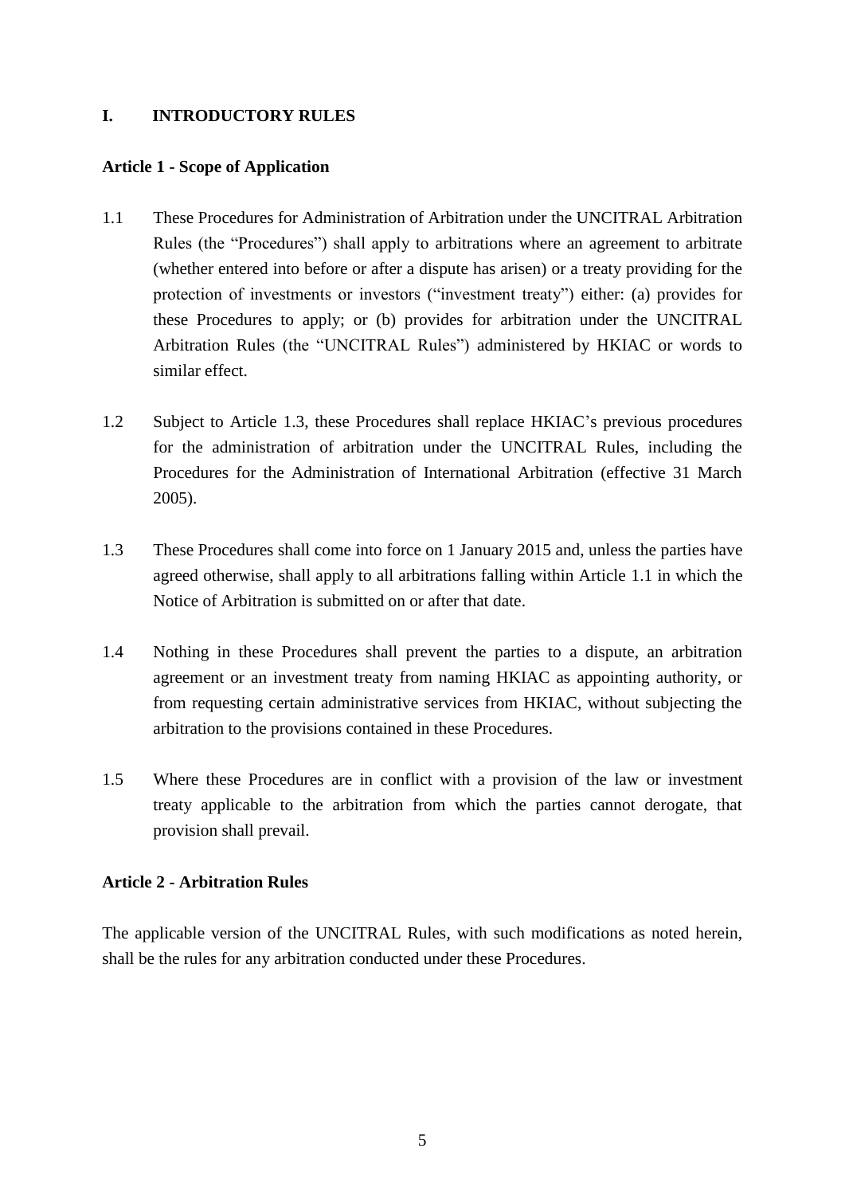## I. INTRODUCTORY RULES

### Article 1 - Scope of Application

1.1 These Procedures for Administration of Arbitration under the UNCITRAL Arbitration Rules (the "Procedures") shall apply to arbitrations where an agreement to arbitrate (whether entered into before or after a dispute has arisen) or a treaty providing for the protection of investments or investors ("investment treaty") either: (a) provides for these Procedures to apply; or (b) provides for arbitration under the UNCITRAL Arbitration Rules (the "UNCITRAL Rules") administered by HKIAC or words to similar effect.

1.2 Subject to Article 1.3, these Procedures shall replace HKIAC's previous procedures for the administration of arbitration under the UNCITRAL Rules, including the Procedures for the Administration of International Arbitration (effective 31 March 2005).

1.3 These Procedures shall come into force on 1 January 2015 and, unless the parties have agreed otherwise, shall apply to all arbitrations falling within Article 1.1 in which the Notice of Arbitration is submitted on or after that date.

1.4 Nothing in these Procedures shall prevent the parties to a dispute, an arbitration agreement or an investment treaty from naming HKIAC as appointing authority, or from requesting certain administrative services from HKIAC, without subjecting the arbitration to the provisions contained in these Procedures.

1.5 Where these Procedures are in conflict with a provision of the law or investment treaty applicable to the arbitration from which the parties cannot derogate, that provision shall prevail.

### Article 2 - Arbitration Rules

The applicable version of the UNCITRAL Rules, with such modifications as noted herein, shall be the rules for any arbitration conducted under these Procedures.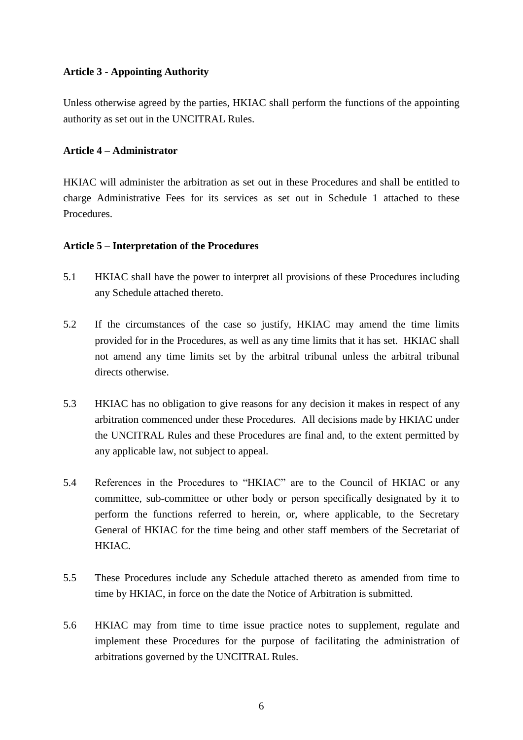**Article 3 - Appointing Authority**

Unless otherwise agreed by the parties, HKIAC shall perform the functions of the appointing authority as set out in the UNCITRAL Rules.

**Article 4 – Administrator**

HKIAC will administer the arbitration as set out in these Procedures and shall be entitled to charge Administrative Fees for its services as set out in Schedule 1 attached to these Procedures.

**Article 5 – Interpretation of the Procedures**

5.1 HKIAC shall have the power to interpret all provisions of these Procedures including any Schedule attached thereto.

5.2 If the circumstances of the case so justify, HKIAC may amend the time limits provided for in the Procedures, as well as any time limits that it has set. HKIAC shall not amend any time limits set by the arbitral tribunal unless the arbitral tribunal directs otherwise.

5.3 HKIAC has no obligation to give reasons for any decision it makes in respect of any arbitration commenced under these Procedures. All decisions made by HKIAC under the UNCITRAL Rules and these Procedures are final and, to the extent permitted by any applicable law, not subject to appeal.

5.4 References in the Procedures to "HKIAC" are to the Council of HKIAC or any committee, sub-committee or other body or person specifically designated by it to perform the functions referred to herein, or, where applicable, to the Secretary General of HKIAC for the time being and other staff members of the Secretariat of HKIAC.

5.5 These Procedures include any Schedule attached thereto as amended from time to time by HKIAC, in force on the date the Notice of Arbitration is submitted.

5.6 HKIAC may from time to time issue practice notes to supplement, regulate and implement these Procedures for the purpose of facilitating the administration of arbitrations governed by the UNCITRAL Rules.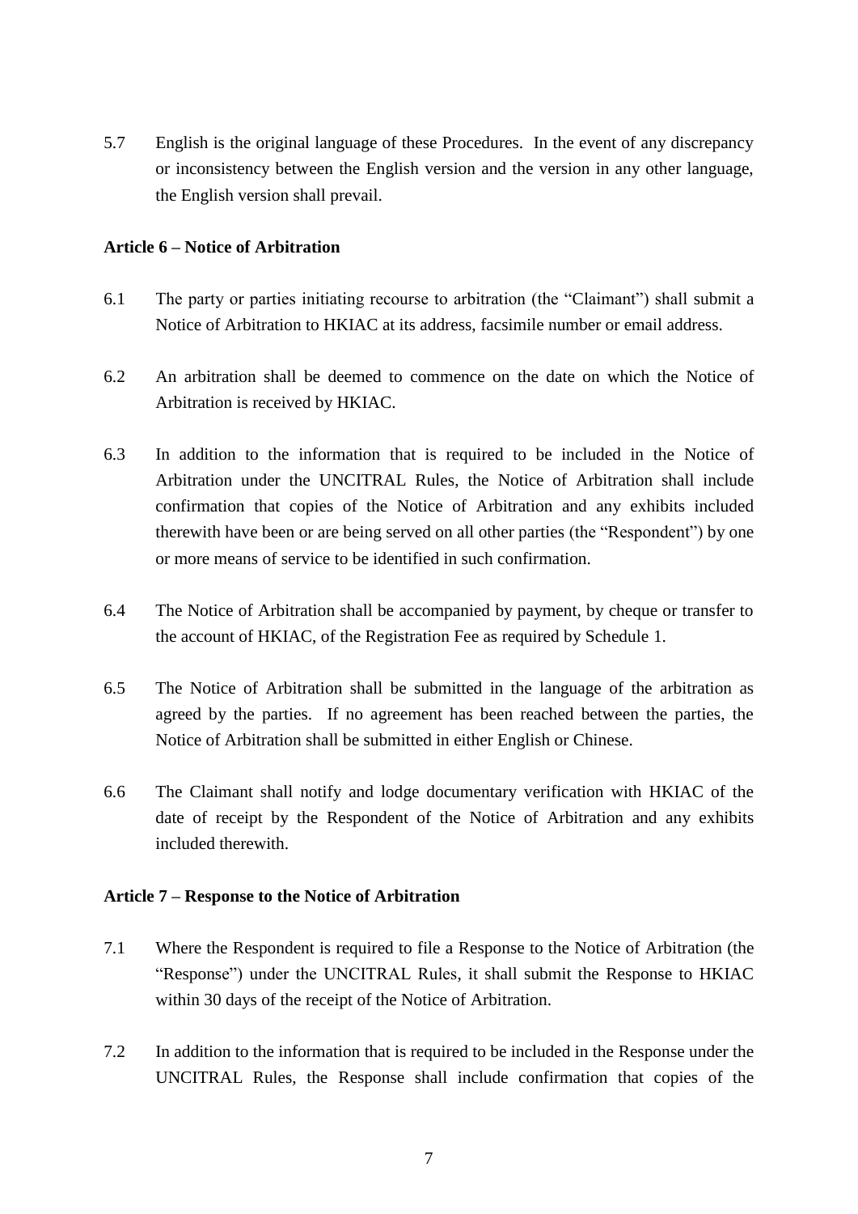5.7 English is the original language of these Procedures. In the event of any discrepancy or inconsistency between the English version and the version in any other language, the English version shall prevail.

**Article 6 – Notice of Arbitration**

6.1 The party or parties initiating recourse to arbitration (the "Claimant") shall submit a Notice of Arbitration to HKIAC at its address, facsimile number or email address.

6.2 An arbitration shall be deemed to commence on the date on which the Notice of Arbitration is received by HKIAC.

6.3 In addition to the information that is required to be included in the Notice of Arbitration under the UNCITRAL Rules, the Notice of Arbitration shall include confirmation that copies of the Notice of Arbitration and any exhibits included therewith have been or are being served on all other parties (the "Respondent") by one or more means of service to be identified in such confirmation.

6.4 The Notice of Arbitration shall be accompanied by payment, by cheque or transfer to the account of HKIAC, of the Registration Fee as required by Schedule 1.

6.5 The Notice of Arbitration shall be submitted in the language of the arbitration as agreed by the parties. If no agreement has been reached between the parties, the Notice of Arbitration shall be submitted in either English or Chinese.

6.6 The Claimant shall notify and lodge documentary verification with HKIAC of the date of receipt by the Respondent of the Notice of Arbitration and any exhibits included therewith.

**Article 7 – Response to the Notice of Arbitration**

7.1 Where the Respondent is required to file a Response to the Notice of Arbitration (the "Response") under the UNCITRAL Rules, it shall submit the Response to HKIAC within 30 days of the receipt of the Notice of Arbitration.

7.2 In addition to the information that is required to be included in the Response under the UNCITRAL Rules, the Response shall include confirmation that copies of the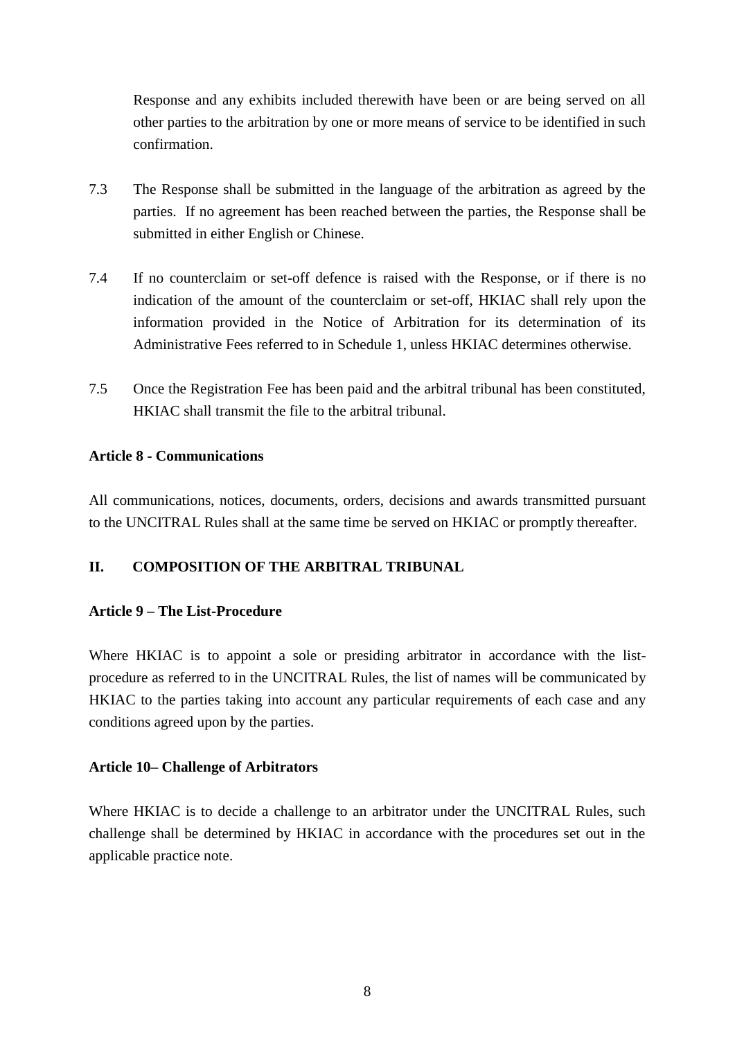Response and any exhibits included therewith have been or are being served on all other parties to the arbitration by one or more means of service to be identified in such confirmation.

7.3 The Response shall be submitted in the language of the arbitration as agreed by the parties. If no agreement has been reached between the parties, the Response shall be submitted in either English or Chinese.

7.4 If no counterclaim or set-off defence is raised with the Response, or if there is no indication of the amount of the counterclaim or set-off, HKIAC shall rely upon the information provided in the Notice of Arbitration for its determination of its Administrative Fees referred to in Schedule 1, unless HKIAC determines otherwise.

7.5 Once the Registration Fee has been paid and the arbitral tribunal has been constituted, HKIAC shall transmit the file to the arbitral tribunal.

**Article 8 - Communications**

All communications, notices, documents, orders, decisions and awards transmitted pursuant to the UNCITRAL Rules shall at the same time be served on HKIAC or promptly thereafter.

## II. COMPOSITION OF THE ARBITRAL TRIBUNAL

**Article 9 – The List-Procedure**

Where HKIAC is to appoint a sole or presiding arbitrator in accordance with the list-procedure as referred to in the UNCITRAL Rules, the list of names will be communicated by HKIAC to the parties taking into account any particular requirements of each case and any conditions agreed upon by the parties.

**Article 10– Challenge of Arbitrators**

Where HKIAC is to decide a challenge to an arbitrator under the UNCITRAL Rules, such challenge shall be determined by HKIAC in accordance with the procedures set out in the applicable practice note.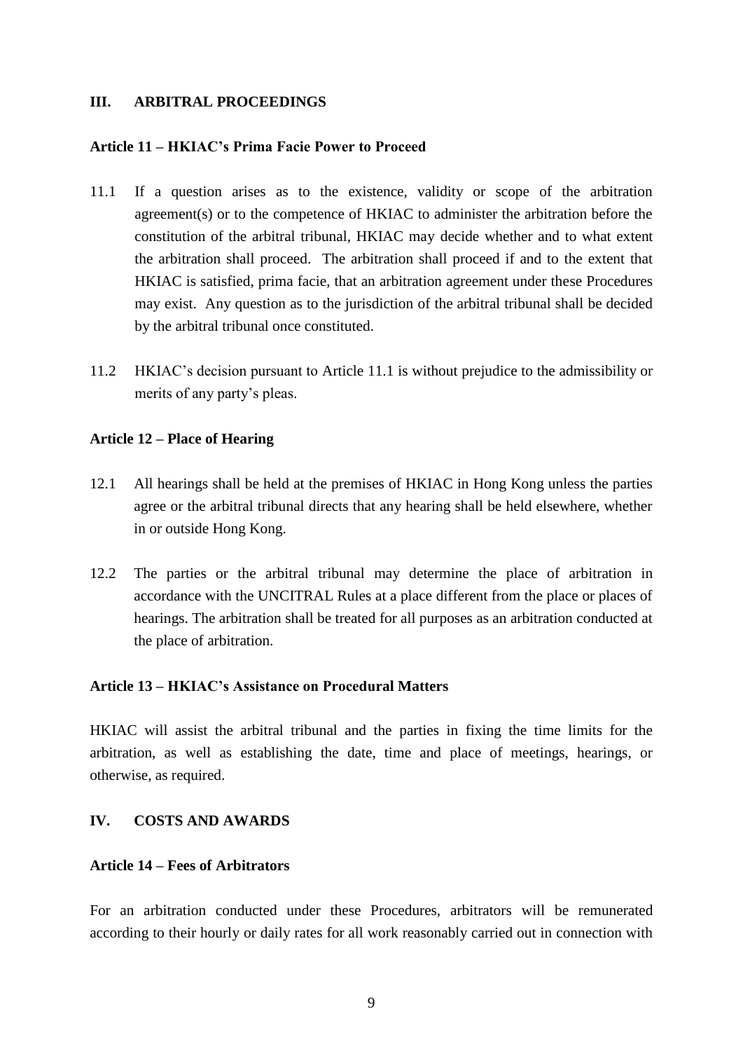## III. ARBITRAL PROCEEDINGS

### Article 11 – HKIAC's Prima Facie Power to Proceed

11.1 If a question arises as to the existence, validity or scope of the arbitration agreement(s) or to the competence of HKIAC to administer the arbitration before the constitution of the arbitral tribunal, HKIAC may decide whether and to what extent the arbitration shall proceed. The arbitration shall proceed if and to the extent that HKIAC is satisfied, prima facie, that an arbitration agreement under these Procedures may exist. Any question as to the jurisdiction of the arbitral tribunal shall be decided by the arbitral tribunal once constituted.

11.2 HKIAC's decision pursuant to Article 11.1 is without prejudice to the admissibility or merits of any party's pleas.

### Article 12 – Place of Hearing

12.1 All hearings shall be held at the premises of HKIAC in Hong Kong unless the parties agree or the arbitral tribunal directs that any hearing shall be held elsewhere, whether in or outside Hong Kong.

12.2 The parties or the arbitral tribunal may determine the place of arbitration in accordance with the UNCITRAL Rules at a place different from the place or places of hearings. The arbitration shall be treated for all purposes as an arbitration conducted at the place of arbitration.

### Article 13 – HKIAC's Assistance on Procedural Matters

HKIAC will assist the arbitral tribunal and the parties in fixing the time limits for the arbitration, as well as establishing the date, time and place of meetings, hearings, or otherwise, as required.

## IV. COSTS AND AWARDS

### Article 14 – Fees of Arbitrators

For an arbitration conducted under these Procedures, arbitrators will be remunerated according to their hourly or daily rates for all work reasonably carried out in connection with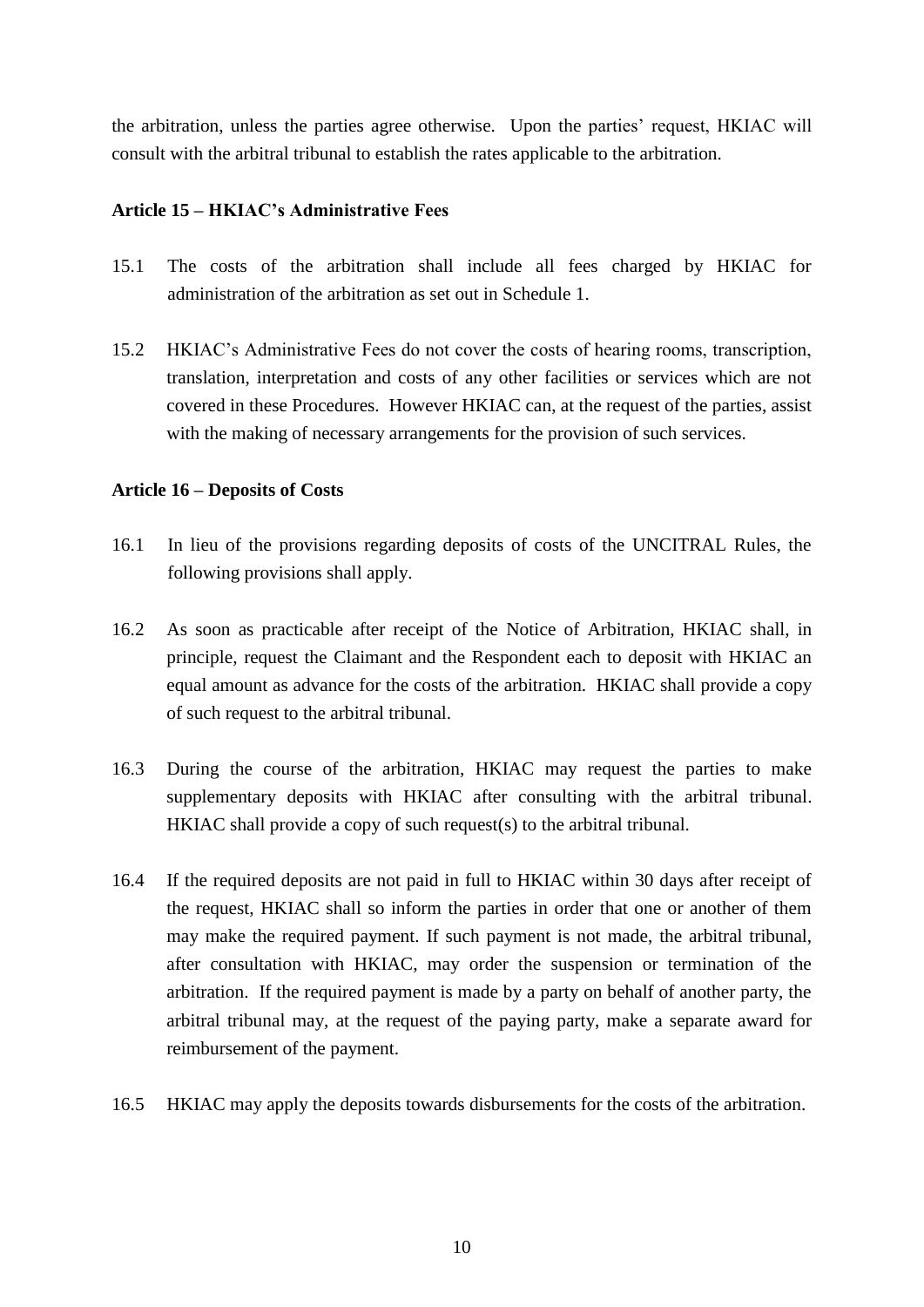the arbitration, unless the parties agree otherwise. Upon the parties' request, HKIAC will consult with the arbitral tribunal to establish the rates applicable to the arbitration.

**Article 15 – HKIAC's Administrative Fees**

15.1 The costs of the arbitration shall include all fees charged by HKIAC for administration of the arbitration as set out in Schedule 1.

15.2 HKIAC's Administrative Fees do not cover the costs of hearing rooms, transcription, translation, interpretation and costs of any other facilities or services which are not covered in these Procedures. However HKIAC can, at the request of the parties, assist with the making of necessary arrangements for the provision of such services.

**Article 16 – Deposits of Costs**

16.1 In lieu of the provisions regarding deposits of costs of the UNCITRAL Rules, the following provisions shall apply.

16.2 As soon as practicable after receipt of the Notice of Arbitration, HKIAC shall, in principle, request the Claimant and the Respondent each to deposit with HKIAC an equal amount as advance for the costs of the arbitration. HKIAC shall provide a copy of such request to the arbitral tribunal.

16.3 During the course of the arbitration, HKIAC may request the parties to make supplementary deposits with HKIAC after consulting with the arbitral tribunal. HKIAC shall provide a copy of such request(s) to the arbitral tribunal.

16.4 If the required deposits are not paid in full to HKIAC within 30 days after receipt of the request, HKIAC shall so inform the parties in order that one or another of them may make the required payment. If such payment is not made, the arbitral tribunal, after consultation with HKIAC, may order the suspension or termination of the arbitration. If the required payment is made by a party on behalf of another party, the arbitral tribunal may, at the request of the paying party, make a separate award for reimbursement of the payment.

16.5 HKIAC may apply the deposits towards disbursements for the costs of the arbitration.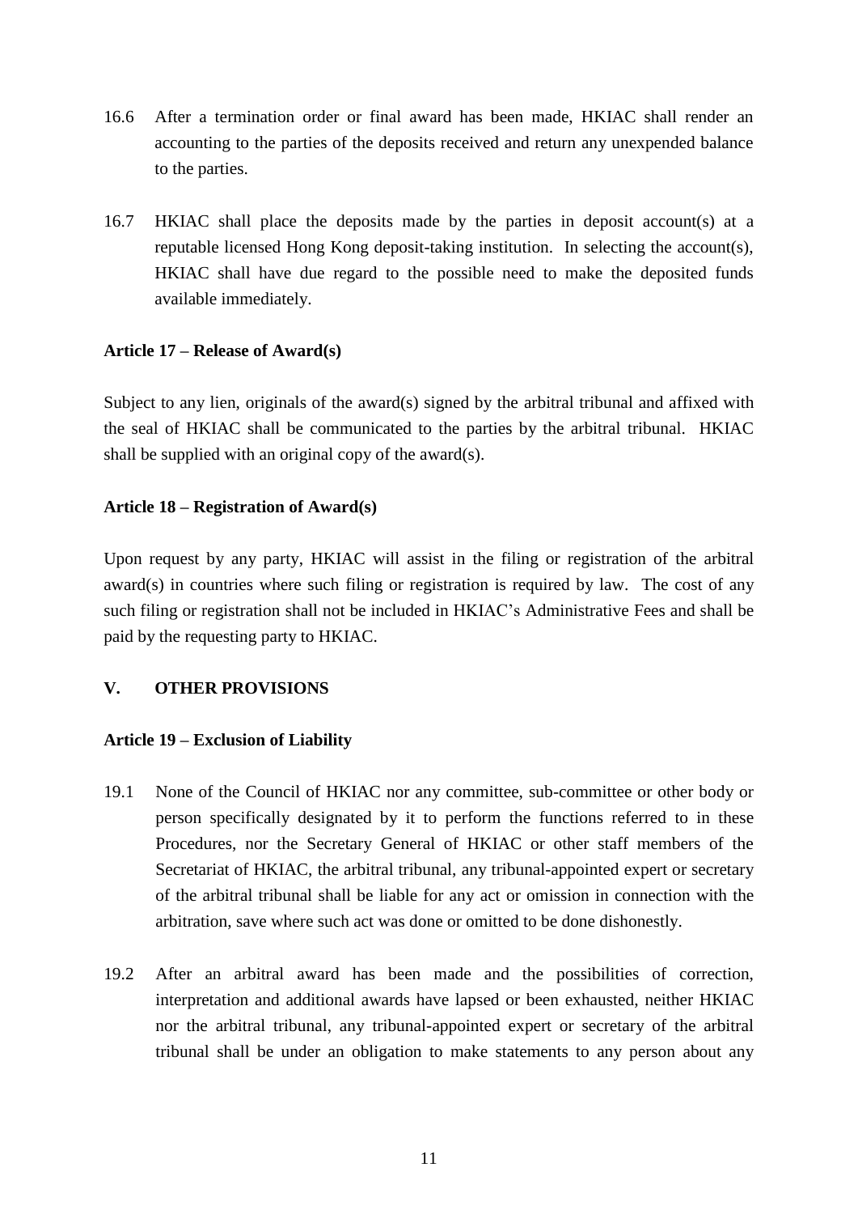16.6 After a termination order or final award has been made, HKIAC shall render an accounting to the parties of the deposits received and return any unexpended balance to the parties.

16.7 HKIAC shall place the deposits made by the parties in deposit account(s) at a reputable licensed Hong Kong deposit-taking institution. In selecting the account(s), HKIAC shall have due regard to the possible need to make the deposited funds available immediately.

**Article 17 – Release of Award(s)**

Subject to any lien, originals of the award(s) signed by the arbitral tribunal and affixed with the seal of HKIAC shall be communicated to the parties by the arbitral tribunal. HKIAC shall be supplied with an original copy of the award(s).

**Article 18 – Registration of Award(s)**

Upon request by any party, HKIAC will assist in the filing or registration of the arbitral award(s) in countries where such filing or registration is required by law. The cost of any such filing or registration shall not be included in HKIAC's Administrative Fees and shall be paid by the requesting party to HKIAC.

## V. OTHER PROVISIONS

**Article 19 – Exclusion of Liability**

19.1 None of the Council of HKIAC nor any committee, sub-committee or other body or person specifically designated by it to perform the functions referred to in these Procedures, nor the Secretary General of HKIAC or other staff members of the Secretariat of HKIAC, the arbitral tribunal, any tribunal-appointed expert or secretary of the arbitral tribunal shall be liable for any act or omission in connection with the arbitration, save where such act was done or omitted to be done dishonestly.

19.2 After an arbitral award has been made and the possibilities of correction, interpretation and additional awards have lapsed or been exhausted, neither HKIAC nor the arbitral tribunal, any tribunal-appointed expert or secretary of the arbitral tribunal shall be under an obligation to make statements to any person about any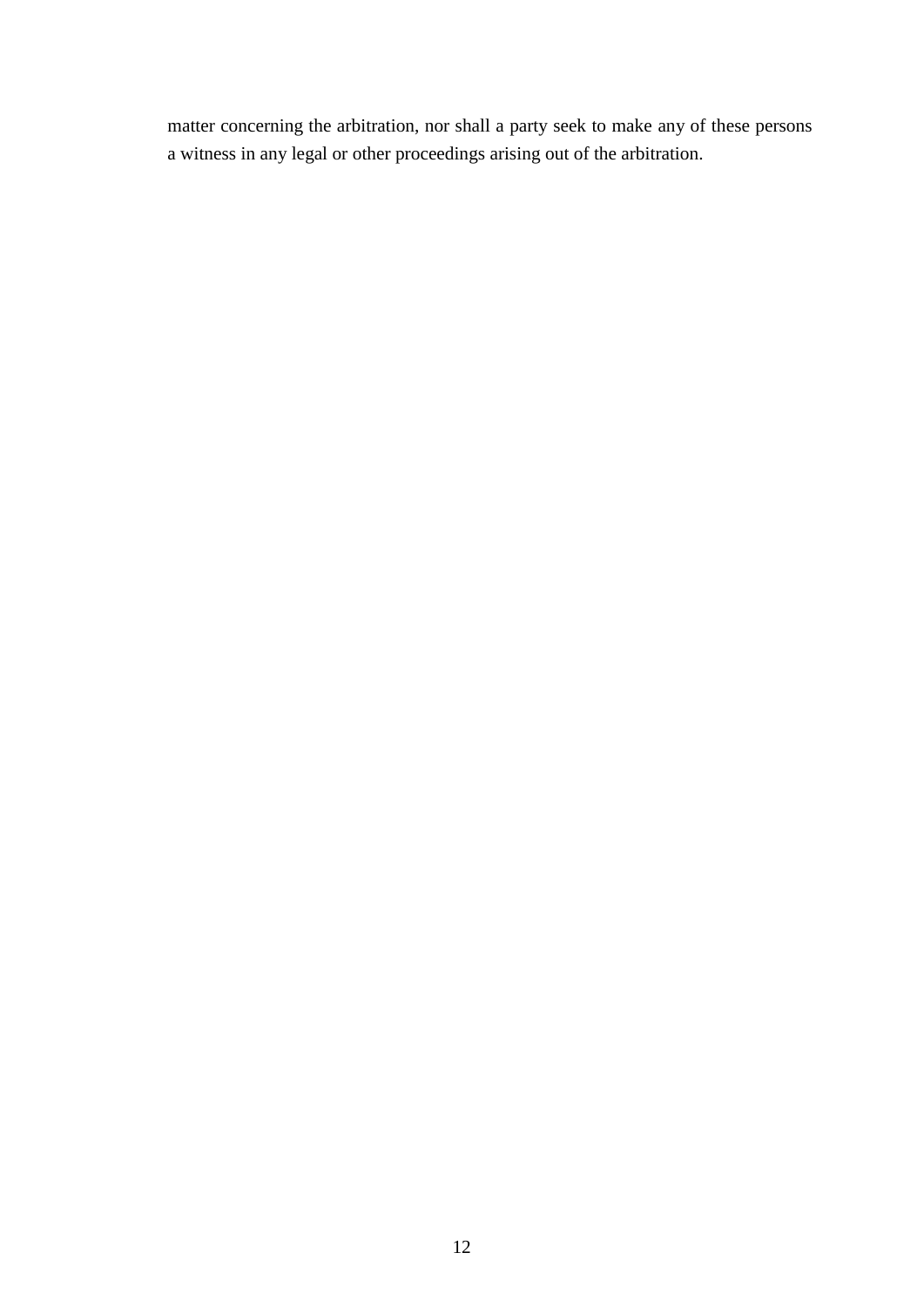matter concerning the arbitration, nor shall a party seek to make any of these persons a witness in any legal or other proceedings arising out of the arbitration.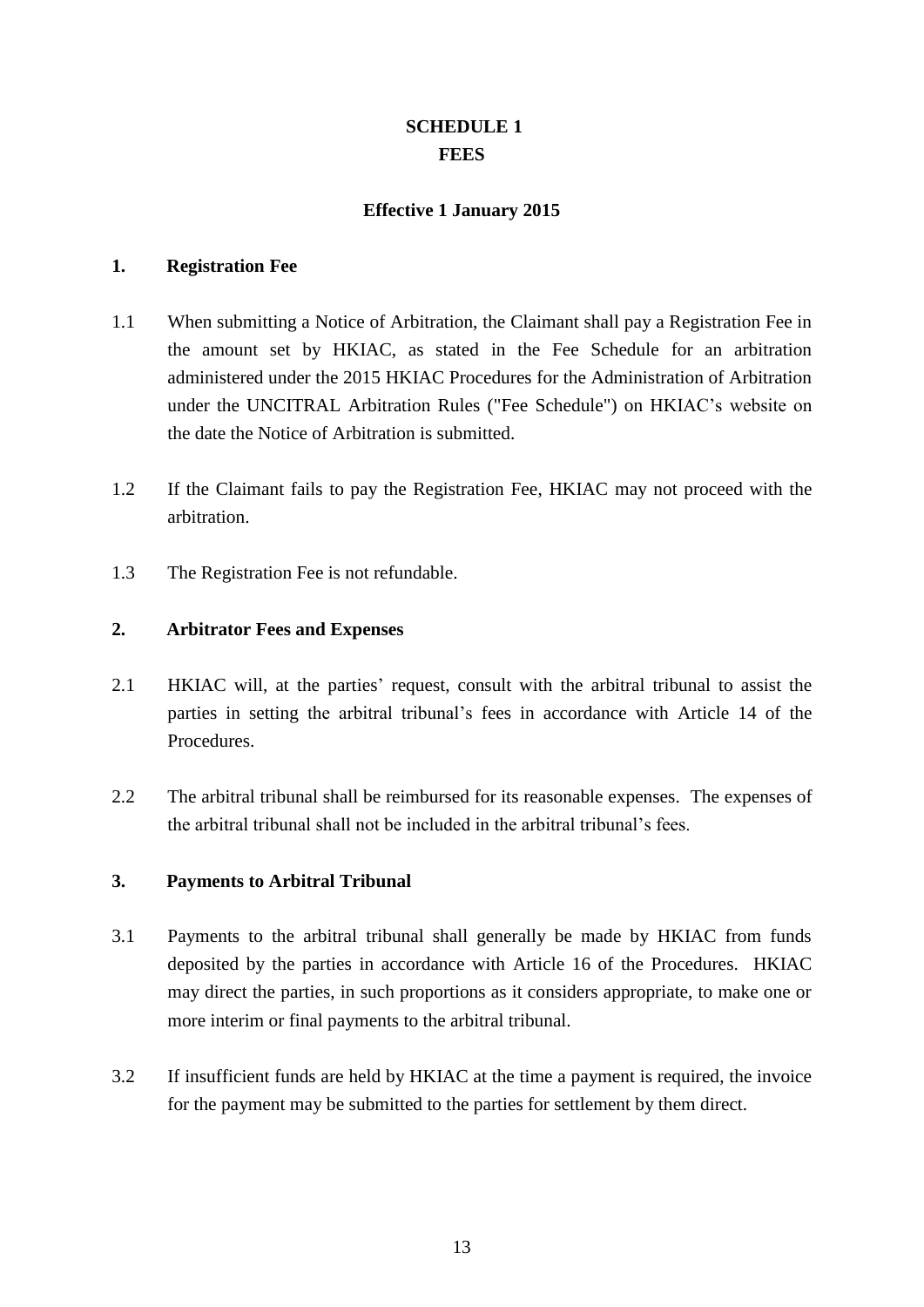# SCHEDULE 1
# FEES

**Effective 1 January 2015**

## 1. Registration Fee

1.1 When submitting a Notice of Arbitration, the Claimant shall pay a Registration Fee in the amount set by HKIAC, as stated in the Fee Schedule for an arbitration administered under the 2015 HKIAC Procedures for the Administration of Arbitration under the UNCITRAL Arbitration Rules ("Fee Schedule") on HKIAC's website on the date the Notice of Arbitration is submitted.

1.2 If the Claimant fails to pay the Registration Fee, HKIAC may not proceed with the arbitration.

1.3 The Registration Fee is not refundable.

## 2. Arbitrator Fees and Expenses

2.1 HKIAC will, at the parties' request, consult with the arbitral tribunal to assist the parties in setting the arbitral tribunal's fees in accordance with Article 14 of the Procedures.

2.2 The arbitral tribunal shall be reimbursed for its reasonable expenses. The expenses of the arbitral tribunal shall not be included in the arbitral tribunal's fees.

## 3. Payments to Arbitral Tribunal

3.1 Payments to the arbitral tribunal shall generally be made by HKIAC from funds deposited by the parties in accordance with Article 16 of the Procedures. HKIAC may direct the parties, in such proportions as it considers appropriate, to make one or more interim or final payments to the arbitral tribunal.

3.2 If insufficient funds are held by HKIAC at the time a payment is required, the invoice for the payment may be submitted to the parties for settlement by them direct.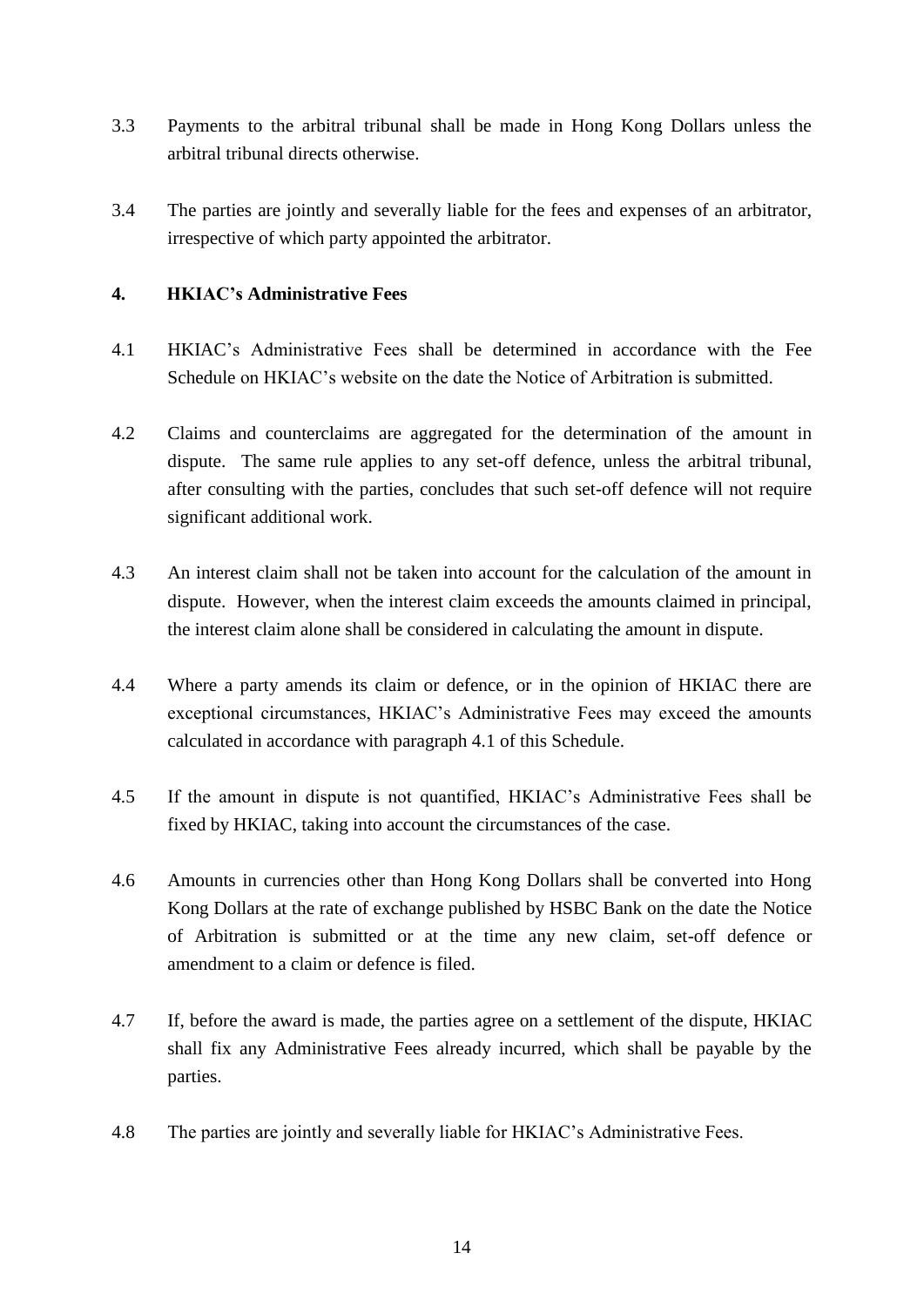3.3 Payments to the arbitral tribunal shall be made in Hong Kong Dollars unless the arbitral tribunal directs otherwise.

3.4 The parties are jointly and severally liable for the fees and expenses of an arbitrator, irrespective of which party appointed the arbitrator.

**4. HKIAC's Administrative Fees**

4.1 HKIAC's Administrative Fees shall be determined in accordance with the Fee Schedule on HKIAC's website on the date the Notice of Arbitration is submitted.

4.2 Claims and counterclaims are aggregated for the determination of the amount in dispute. The same rule applies to any set-off defence, unless the arbitral tribunal, after consulting with the parties, concludes that such set-off defence will not require significant additional work.

4.3 An interest claim shall not be taken into account for the calculation of the amount in dispute. However, when the interest claim exceeds the amounts claimed in principal, the interest claim alone shall be considered in calculating the amount in dispute.

4.4 Where a party amends its claim or defence, or in the opinion of HKIAC there are exceptional circumstances, HKIAC's Administrative Fees may exceed the amounts calculated in accordance with paragraph 4.1 of this Schedule.

4.5 If the amount in dispute is not quantified, HKIAC's Administrative Fees shall be fixed by HKIAC, taking into account the circumstances of the case.

4.6 Amounts in currencies other than Hong Kong Dollars shall be converted into Hong Kong Dollars at the rate of exchange published by HSBC Bank on the date the Notice of Arbitration is submitted or at the time any new claim, set-off defence or amendment to a claim or defence is filed.

4.7 If, before the award is made, the parties agree on a settlement of the dispute, HKIAC shall fix any Administrative Fees already incurred, which shall be payable by the parties.

4.8 The parties are jointly and severally liable for HKIAC's Administrative Fees.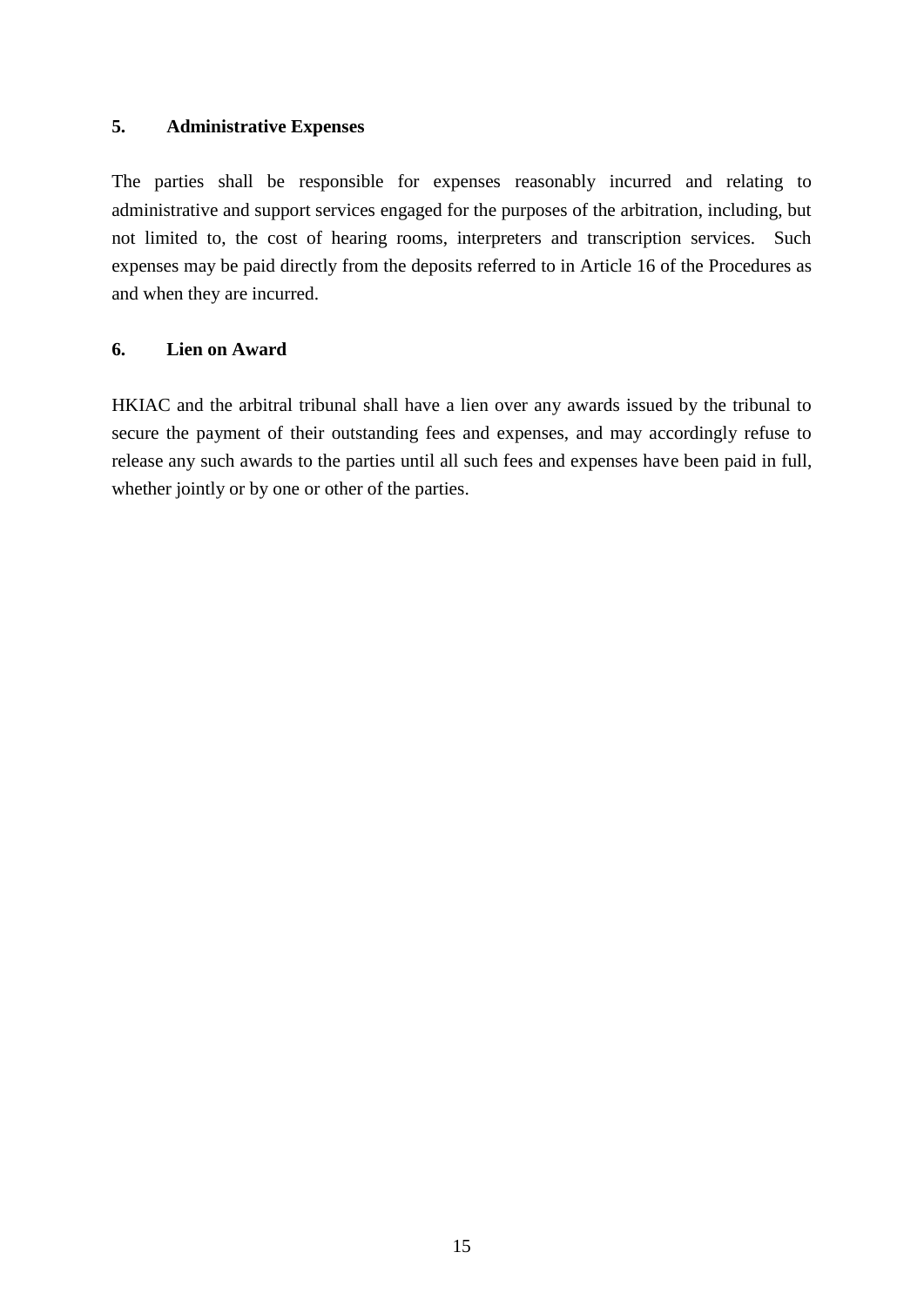## 5. Administrative Expenses

The parties shall be responsible for expenses reasonably incurred and relating to administrative and support services engaged for the purposes of the arbitration, including, but not limited to, the cost of hearing rooms, interpreters and transcription services. Such expenses may be paid directly from the deposits referred to in Article 16 of the Procedures as and when they are incurred.

## 6. Lien on Award

HKIAC and the arbitral tribunal shall have a lien over any awards issued by the tribunal to secure the payment of their outstanding fees and expenses, and may accordingly refuse to release any such awards to the parties until all such fees and expenses have been paid in full, whether jointly or by one or other of the parties.